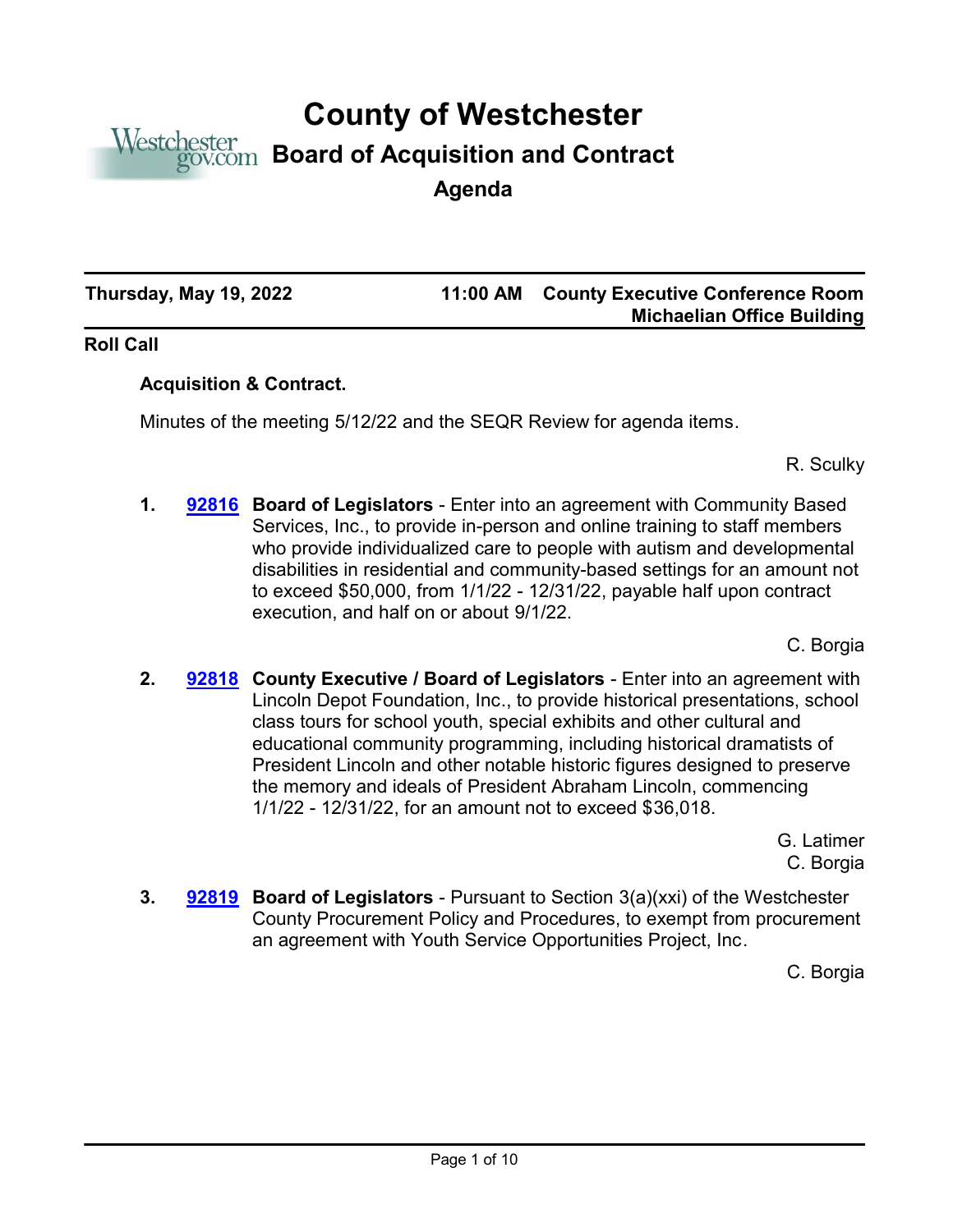# County of Westchester

## Board of Acquisition and Contract

### Agenda

**Thursday, May 19, 2022** — **11:00 AM** — **County Executive Conference Room, Michaelian Office Building**

**Roll Call**

**Acquisition & Contract.**

Minutes of the meeting 5/12/22 and the SEQR Review for agenda items.

R. Sculky

1. **92816** **Board of Legislators** - Enter into an agreement with Community Based Services, Inc., to provide in-person and online training to staff members who provide individualized care to people with autism and developmental disabilities in residential and community-based settings for an amount not to exceed $50,000, from 1/1/22 - 12/31/22, payable half upon contract execution, and half on or about 9/1/22.

   C. Borgia

2. **92818** **County Executive / Board of Legislators** - Enter into an agreement with Lincoln Depot Foundation, Inc., to provide historical presentations, school class tours for school youth, special exhibits and other cultural and educational community programming, including historical dramatists of President Lincoln and other notable historic figures designed to preserve the memory and ideals of President Abraham Lincoln, commencing 1/1/22 - 12/31/22, for an amount not to exceed $36,018.

   G. Latimer
   C. Borgia

3. **92819** **Board of Legislators** - Pursuant to Section 3(a)(xxi) of the Westchester County Procurement Policy and Procedures, to exempt from procurement an agreement with Youth Service Opportunities Project, Inc.

   C. Borgia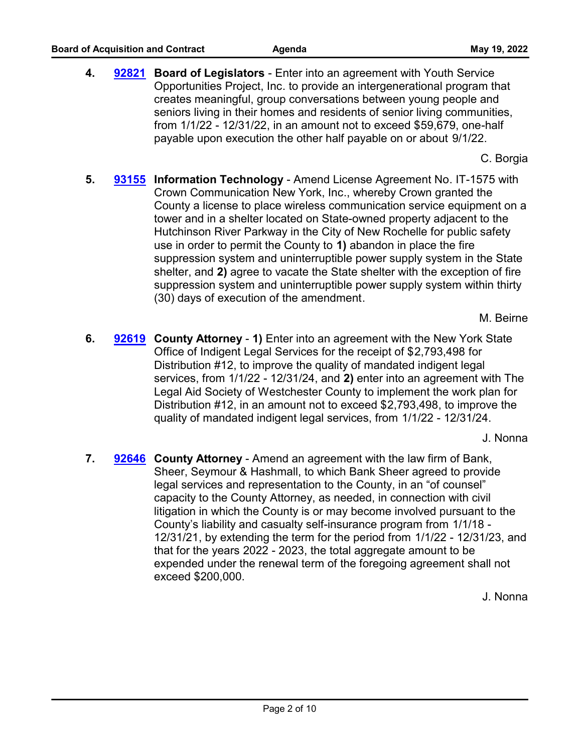4. **92821** **Board of Legislators** - Enter into an agreement with Youth Service Opportunities Project, Inc. to provide an intergenerational program that creates meaningful, group conversations between young people and seniors living in their homes and residents of senior living communities, from 1/1/22 - 12/31/22, in an amount not to exceed $59,679, one-half payable upon execution the other half payable on or about 9/1/22.

   C. Borgia

5. **93155** **Information Technology** - Amend License Agreement No. IT-1575 with Crown Communication New York, Inc., whereby Crown granted the County a license to place wireless communication service equipment on a tower and in a shelter located on State-owned property adjacent to the Hutchinson River Parkway in the City of New Rochelle for public safety use in order to permit the County to **1)** abandon in place the fire suppression system and uninterruptible power supply system in the State shelter, and **2)** agree to vacate the State shelter with the exception of fire suppression system and uninterruptible power supply system within thirty (30) days of execution of the amendment.

   M. Beirne

6. **92619** **County Attorney** - **1)** Enter into an agreement with the New York State Office of Indigent Legal Services for the receipt of $2,793,498 for Distribution #12, to improve the quality of mandated indigent legal services, from 1/1/22 - 12/31/24, and **2)** enter into an agreement with The Legal Aid Society of Westchester County to implement the work plan for Distribution #12, in an amount not to exceed $2,793,498, to improve the quality of mandated indigent legal services, from 1/1/22 - 12/31/24.

   J. Nonna

7. **92646** **County Attorney** - Amend an agreement with the law firm of Bank, Sheer, Seymour & Hashmall, to which Bank Sheer agreed to provide legal services and representation to the County, in an "of counsel" capacity to the County Attorney, as needed, in connection with civil litigation in which the County is or may become involved pursuant to the County's liability and casualty self-insurance program from 1/1/18 - 12/31/21, by extending the term for the period from 1/1/22 - 12/31/23, and that for the years 2022 - 2023, the total aggregate amount to be expended under the renewal term of the foregoing agreement shall not exceed $200,000.

   J. Nonna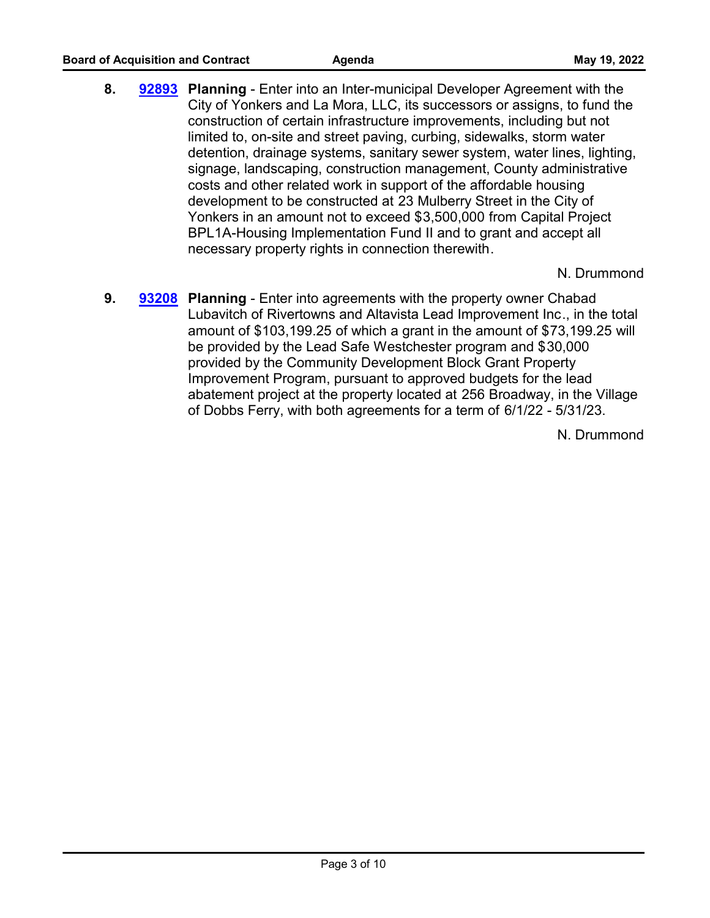8\. **92893** **Planning** - Enter into an Inter-municipal Developer Agreement with the City of Yonkers and La Mora, LLC, its successors or assigns, to fund the construction of certain infrastructure improvements, including but not limited to, on-site and street paving, curbing, sidewalks, storm water detention, drainage systems, sanitary sewer system, water lines, lighting, signage, landscaping, construction management, County administrative costs and other related work in support of the affordable housing development to be constructed at 23 Mulberry Street in the City of Yonkers in an amount not to exceed $3,500,000 from Capital Project BPL1A-Housing Implementation Fund II and to grant and accept all necessary property rights in connection therewith.

N. Drummond

9\. **93208** **Planning** - Enter into agreements with the property owner Chabad Lubavitch of Rivertowns and Altavista Lead Improvement Inc., in the total amount of $103,199.25 of which a grant in the amount of $73,199.25 will be provided by the Lead Safe Westchester program and $30,000 provided by the Community Development Block Grant Property Improvement Program, pursuant to approved budgets for the lead abatement project at the property located at 256 Broadway, in the Village of Dobbs Ferry, with both agreements for a term of 6/1/22 - 5/31/23.

N. Drummond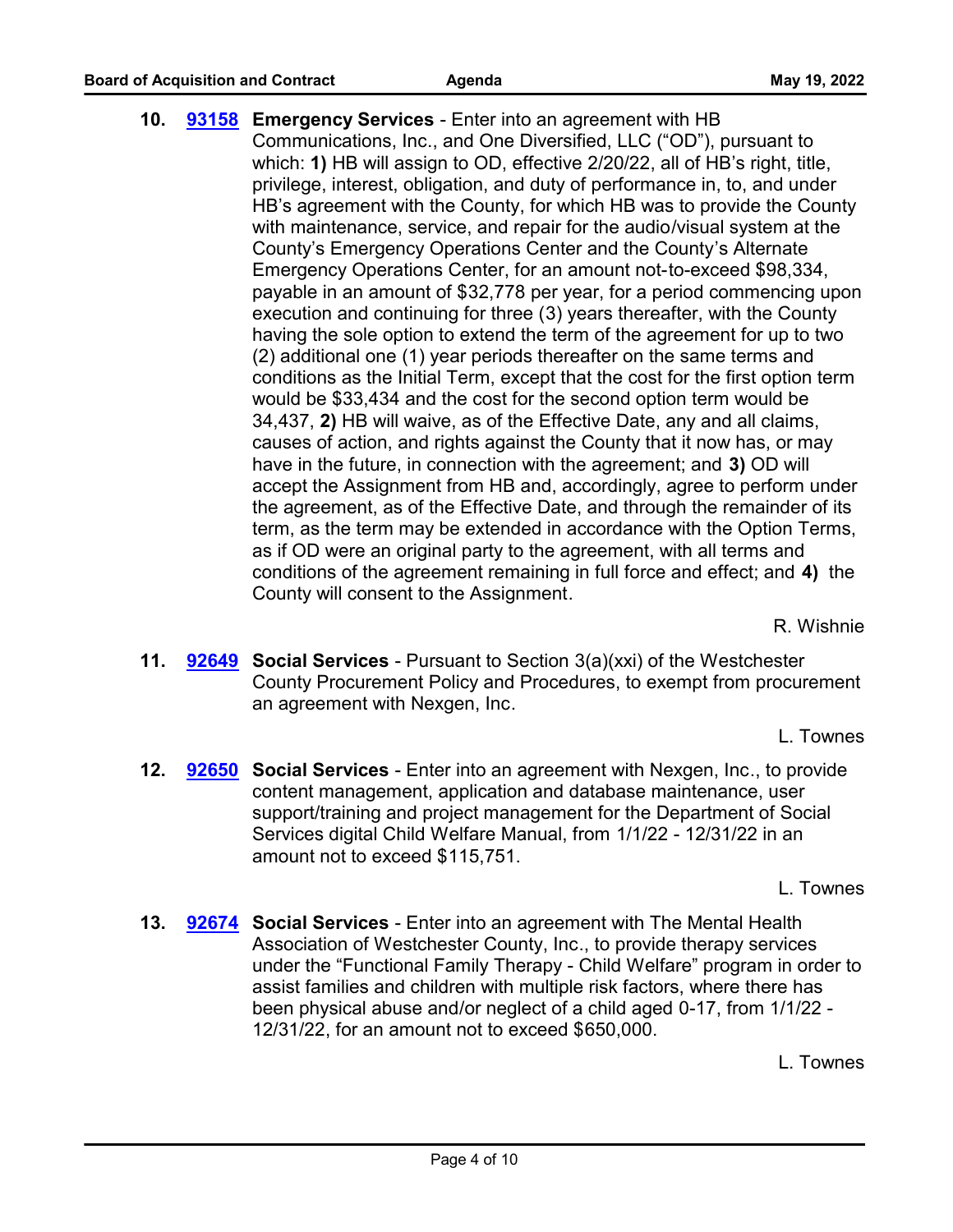**10.** **93158** **Emergency Services** - Enter into an agreement with HB Communications, Inc., and One Diversified, LLC ("OD"), pursuant to which: **1)** HB will assign to OD, effective 2/20/22, all of HB's right, title, privilege, interest, obligation, and duty of performance in, to, and under HB's agreement with the County, for which HB was to provide the County with maintenance, service, and repair for the audio/visual system at the County's Emergency Operations Center and the County's Alternate Emergency Operations Center, for an amount not-to-exceed $98,334, payable in an amount of $32,778 per year, for a period commencing upon execution and continuing for three (3) years thereafter, with the County having the sole option to extend the term of the agreement for up to two (2) additional one (1) year periods thereafter on the same terms and conditions as the Initial Term, except that the cost for the first option term would be $33,434 and the cost for the second option term would be 34,437, **2)** HB will waive, as of the Effective Date, any and all claims, causes of action, and rights against the County that it now has, or may have in the future, in connection with the agreement; and **3)** OD will accept the Assignment from HB and, accordingly, agree to perform under the agreement, as of the Effective Date, and through the remainder of its term, as the term may be extended in accordance with the Option Terms, as if OD were an original party to the agreement, with all terms and conditions of the agreement remaining in full force and effect; and **4)** the County will consent to the Assignment.

R. Wishnie

**11.** **92649** **Social Services** - Pursuant to Section 3(a)(xxi) of the Westchester County Procurement Policy and Procedures, to exempt from procurement an agreement with Nexgen, Inc.

L. Townes

**12.** **92650** **Social Services** - Enter into an agreement with Nexgen, Inc., to provide content management, application and database maintenance, user support/training and project management for the Department of Social Services digital Child Welfare Manual, from 1/1/22 - 12/31/22 in an amount not to exceed $115,751.

L. Townes

**13.** **92674** **Social Services** - Enter into an agreement with The Mental Health Association of Westchester County, Inc., to provide therapy services under the "Functional Family Therapy - Child Welfare" program in order to assist families and children with multiple risk factors, where there has been physical abuse and/or neglect of a child aged 0-17, from 1/1/22 - 12/31/22, for an amount not to exceed $650,000.

L. Townes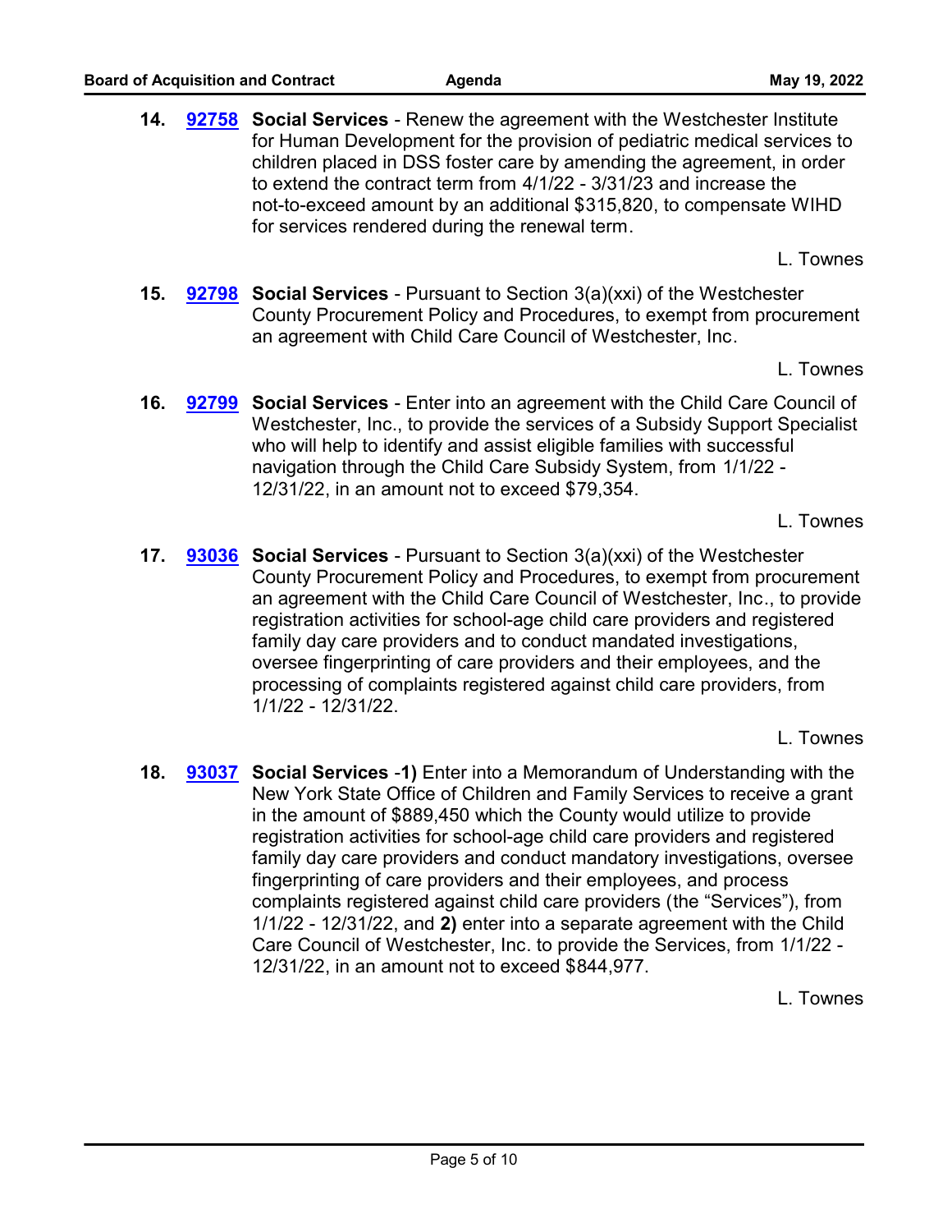14. **92758** **Social Services** - Renew the agreement with the Westchester Institute for Human Development for the provision of pediatric medical services to children placed in DSS foster care by amending the agreement, in order to extend the contract term from 4/1/22 - 3/31/23 and increase the not-to-exceed amount by an additional $315,820, to compensate WIHD for services rendered during the renewal term.

    L. Townes

15. **92798** **Social Services** - Pursuant to Section 3(a)(xxi) of the Westchester County Procurement Policy and Procedures, to exempt from procurement an agreement with Child Care Council of Westchester, Inc.

    L. Townes

16. **92799** **Social Services** - Enter into an agreement with the Child Care Council of Westchester, Inc., to provide the services of a Subsidy Support Specialist who will help to identify and assist eligible families with successful navigation through the Child Care Subsidy System, from 1/1/22 - 12/31/22, in an amount not to exceed $79,354.

    L. Townes

17. **93036** **Social Services** - Pursuant to Section 3(a)(xxi) of the Westchester County Procurement Policy and Procedures, to exempt from procurement an agreement with the Child Care Council of Westchester, Inc., to provide registration activities for school-age child care providers and registered family day care providers and to conduct mandated investigations, oversee fingerprinting of care providers and their employees, and the processing of complaints registered against child care providers, from 1/1/22 - 12/31/22.

    L. Townes

18. **93037** **Social Services** -**1)** Enter into a Memorandum of Understanding with the New York State Office of Children and Family Services to receive a grant in the amount of $889,450 which the County would utilize to provide registration activities for school-age child care providers and registered family day care providers and conduct mandatory investigations, oversee fingerprinting of care providers and their employees, and process complaints registered against child care providers (the "Services"), from 1/1/22 - 12/31/22, and **2)** enter into a separate agreement with the Child Care Council of Westchester, Inc. to provide the Services, from 1/1/22 - 12/31/22, in an amount not to exceed $844,977.

    L. Townes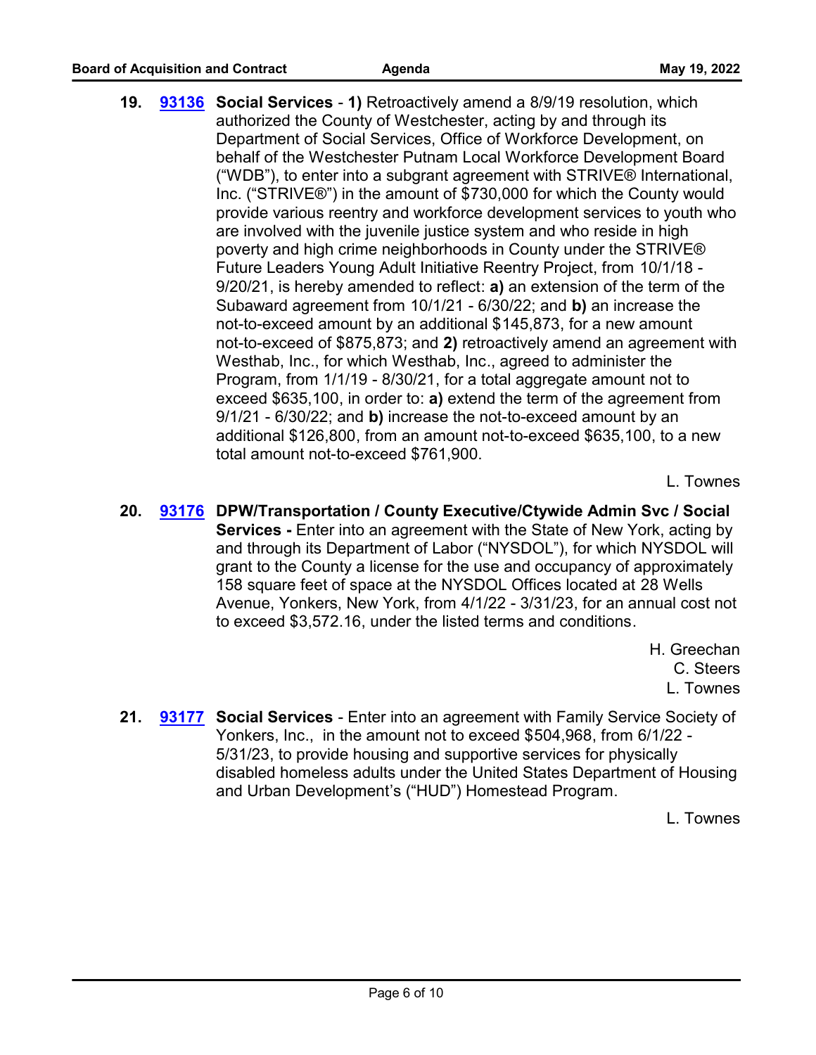**19.** **[93136](93136)** **Social Services** - **1)** Retroactively amend a 8/9/19 resolution, which authorized the County of Westchester, acting by and through its Department of Social Services, Office of Workforce Development, on behalf of the Westchester Putnam Local Workforce Development Board ("WDB"), to enter into a subgrant agreement with STRIVE® International, Inc. ("STRIVE®") in the amount of $730,000 for which the County would provide various reentry and workforce development services to youth who are involved with the juvenile justice system and who reside in high poverty and high crime neighborhoods in County under the STRIVE® Future Leaders Young Adult Initiative Reentry Project, from 10/1/18 - 9/20/21, is hereby amended to reflect: **a)** an extension of the term of the Subaward agreement from 10/1/21 - 6/30/22; and **b)** an increase the not-to-exceed amount by an additional $145,873, for a new amount not-to-exceed of $875,873; and **2)** retroactively amend an agreement with Westhab, Inc., for which Westhab, Inc., agreed to administer the Program, from 1/1/19 - 8/30/21, for a total aggregate amount not to exceed $635,100, in order to: **a)** extend the term of the agreement from 9/1/21 - 6/30/22; and **b)** increase the not-to-exceed amount by an additional $126,800, from an amount not-to-exceed $635,100, to a new total amount not-to-exceed $761,900.

L. Townes

**20.** **[93176](93176)** **DPW/Transportation / County Executive/Ctywide Admin Svc / Social Services -** Enter into an agreement with the State of New York, acting by and through its Department of Labor ("NYSDOL"), for which NYSDOL will grant to the County a license for the use and occupancy of approximately 158 square feet of space at the NYSDOL Offices located at 28 Wells Avenue, Yonkers, New York, from 4/1/22 - 3/31/23, for an annual cost not to exceed $3,572.16, under the listed terms and conditions.

H. Greechan
C. Steers
L. Townes

**21.** **[93177](93177)** **Social Services** - Enter into an agreement with Family Service Society of Yonkers, Inc., in the amount not to exceed $504,968, from 6/1/22 - 5/31/23, to provide housing and supportive services for physically disabled homeless adults under the United States Department of Housing and Urban Development's ("HUD") Homestead Program.

L. Townes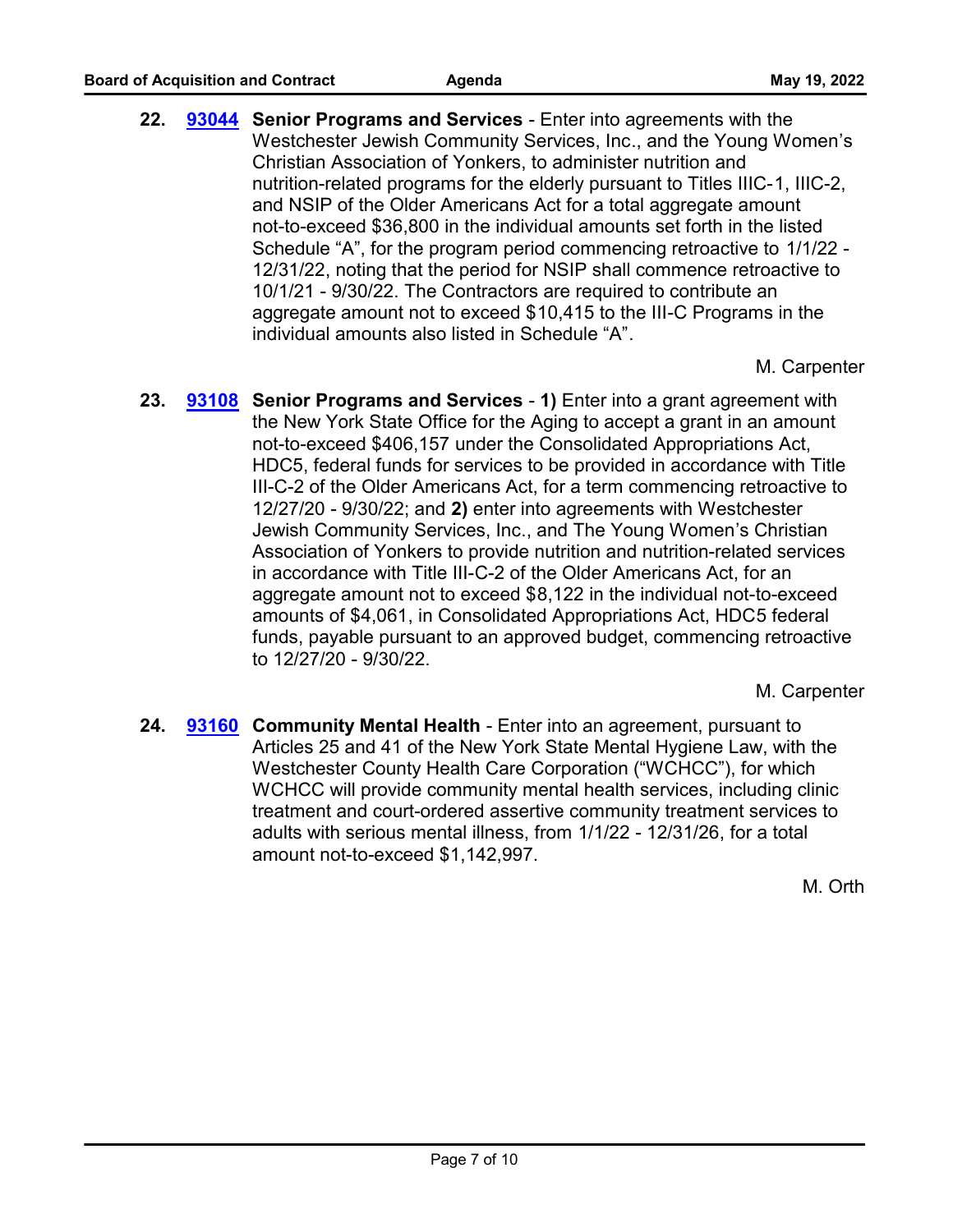**22. 93044 Senior Programs and Services** - Enter into agreements with the Westchester Jewish Community Services, Inc., and the Young Women's Christian Association of Yonkers, to administer nutrition and nutrition-related programs for the elderly pursuant to Titles IIIC-1, IIIC-2, and NSIP of the Older Americans Act for a total aggregate amount not-to-exceed $36,800 in the individual amounts set forth in the listed Schedule "A", for the program period commencing retroactive to 1/1/22 - 12/31/22, noting that the period for NSIP shall commence retroactive to 10/1/21 - 9/30/22. The Contractors are required to contribute an aggregate amount not to exceed $10,415 to the III-C Programs in the individual amounts also listed in Schedule "A".

M. Carpenter

**23. 93108 Senior Programs and Services** - **1)** Enter into a grant agreement with the New York State Office for the Aging to accept a grant in an amount not-to-exceed $406,157 under the Consolidated Appropriations Act, HDC5, federal funds for services to be provided in accordance with Title III-C-2 of the Older Americans Act, for a term commencing retroactive to 12/27/20 - 9/30/22; and **2)** enter into agreements with Westchester Jewish Community Services, Inc., and The Young Women's Christian Association of Yonkers to provide nutrition and nutrition-related services in accordance with Title III-C-2 of the Older Americans Act, for an aggregate amount not to exceed $8,122 in the individual not-to-exceed amounts of $4,061, in Consolidated Appropriations Act, HDC5 federal funds, payable pursuant to an approved budget, commencing retroactive to 12/27/20 - 9/30/22.

M. Carpenter

**24. 93160 Community Mental Health** - Enter into an agreement, pursuant to Articles 25 and 41 of the New York State Mental Hygiene Law, with the Westchester County Health Care Corporation ("WCHCC"), for which WCHCC will provide community mental health services, including clinic treatment and court-ordered assertive community treatment services to adults with serious mental illness, from 1/1/22 - 12/31/26, for a total amount not-to-exceed $1,142,997.

M. Orth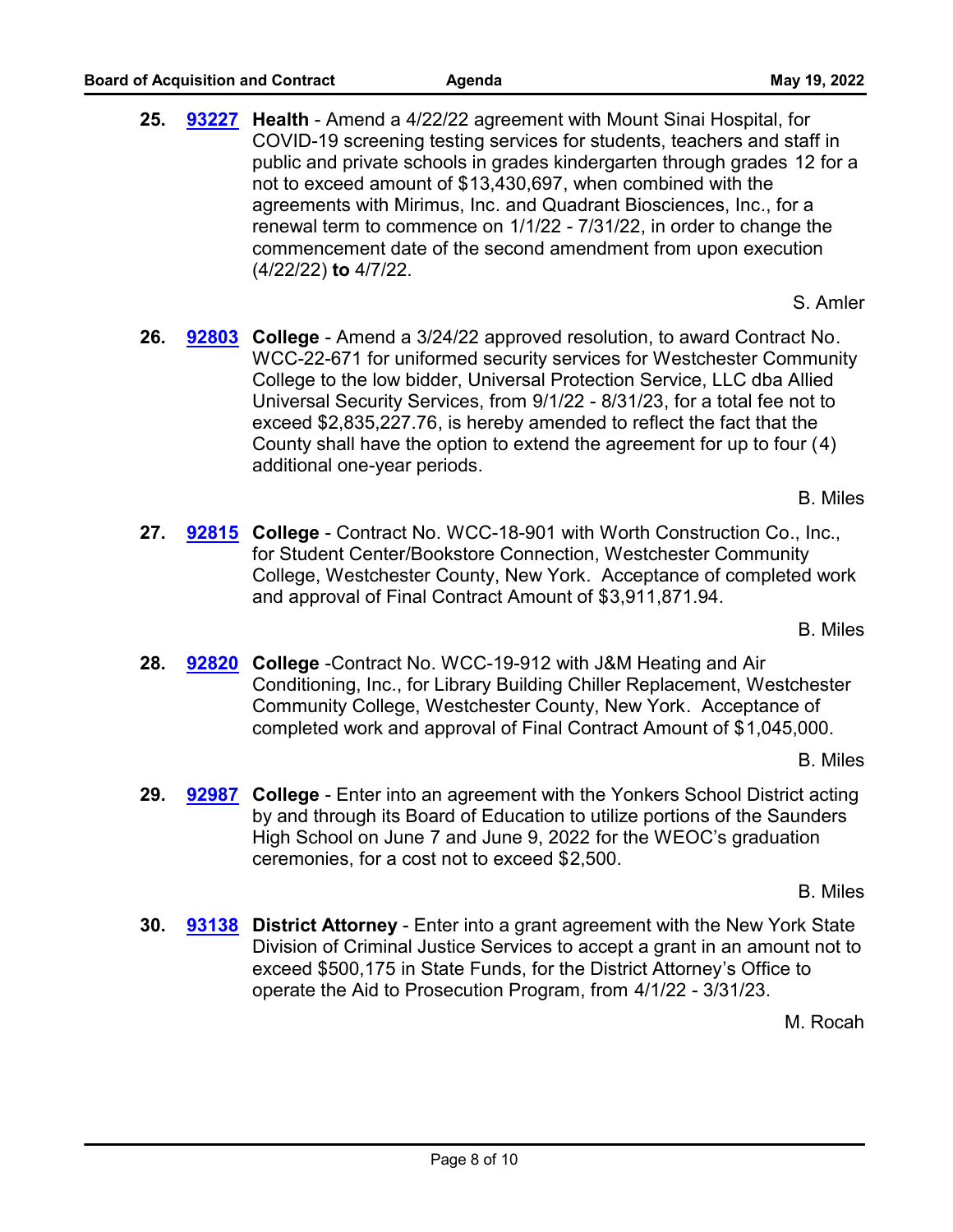**25.** **93227** **Health** - Amend a 4/22/22 agreement with Mount Sinai Hospital, for COVID-19 screening testing services for students, teachers and staff in public and private schools in grades kindergarten through grades 12 for a not to exceed amount of $13,430,697, when combined with the agreements with Mirimus, Inc. and Quadrant Biosciences, Inc., for a renewal term to commence on 1/1/22 - 7/31/22, in order to change the commencement date of the second amendment from upon execution (4/22/22) **to** 4/7/22.

S. Amler

**26.** **92803** **College** - Amend a 3/24/22 approved resolution, to award Contract No. WCC-22-671 for uniformed security services for Westchester Community College to the low bidder, Universal Protection Service, LLC dba Allied Universal Security Services, from 9/1/22 - 8/31/23, for a total fee not to exceed $2,835,227.76, is hereby amended to reflect the fact that the County shall have the option to extend the agreement for up to four (4) additional one-year periods.

B. Miles

**27.** **92815** **College** - Contract No. WCC-18-901 with Worth Construction Co., Inc., for Student Center/Bookstore Connection, Westchester Community College, Westchester County, New York. Acceptance of completed work and approval of Final Contract Amount of $3,911,871.94.

B. Miles

**28.** **92820** **College** -Contract No. WCC-19-912 with J&M Heating and Air Conditioning, Inc., for Library Building Chiller Replacement, Westchester Community College, Westchester County, New York. Acceptance of completed work and approval of Final Contract Amount of $1,045,000.

B. Miles

**29.** **92987** **College** - Enter into an agreement with the Yonkers School District acting by and through its Board of Education to utilize portions of the Saunders High School on June 7 and June 9, 2022 for the WEOC's graduation ceremonies, for a cost not to exceed $2,500.

B. Miles

**30.** **93138** **District Attorney** - Enter into a grant agreement with the New York State Division of Criminal Justice Services to accept a grant in an amount not to exceed $500,175 in State Funds, for the District Attorney's Office to operate the Aid to Prosecution Program, from 4/1/22 - 3/31/23.

M. Rocah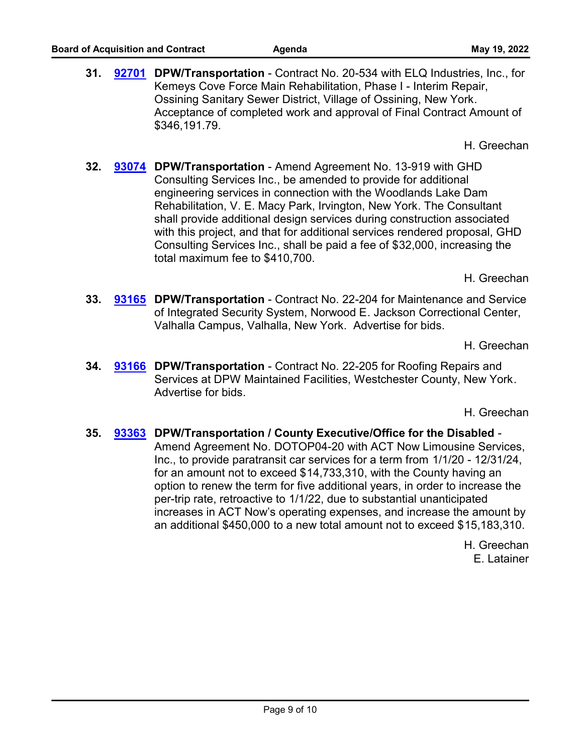31. **92701** **DPW/Transportation** - Contract No. 20-534 with ELQ Industries, Inc., for Kemeys Cove Force Main Rehabilitation, Phase I - Interim Repair, Ossining Sanitary Sewer District, Village of Ossining, New York. Acceptance of completed work and approval of Final Contract Amount of $346,191.79.

   H. Greechan

32. **93074** **DPW/Transportation** - Amend Agreement No. 13-919 with GHD Consulting Services Inc., be amended to provide for additional engineering services in connection with the Woodlands Lake Dam Rehabilitation, V. E. Macy Park, Irvington, New York. The Consultant shall provide additional design services during construction associated with this project, and that for additional services rendered proposal, GHD Consulting Services Inc., shall be paid a fee of $32,000, increasing the total maximum fee to $410,700.

   H. Greechan

33. **93165** **DPW/Transportation** - Contract No. 22-204 for Maintenance and Service of Integrated Security System, Norwood E. Jackson Correctional Center, Valhalla Campus, Valhalla, New York. Advertise for bids.

   H. Greechan

34. **93166** **DPW/Transportation** - Contract No. 22-205 for Roofing Repairs and Services at DPW Maintained Facilities, Westchester County, New York. Advertise for bids.

   H. Greechan

35. **93363** **DPW/Transportation / County Executive/Office for the Disabled** - Amend Agreement No. DOTOP04-20 with ACT Now Limousine Services, Inc., to provide paratransit car services for a term from 1/1/20 - 12/31/24, for an amount not to exceed $14,733,310, with the County having an option to renew the term for five additional years, in order to increase the per-trip rate, retroactive to 1/1/22, due to substantial unanticipated increases in ACT Now's operating expenses, and increase the amount by an additional $450,000 to a new total amount not to exceed $15,183,310.

   H. Greechan
   E. Latainer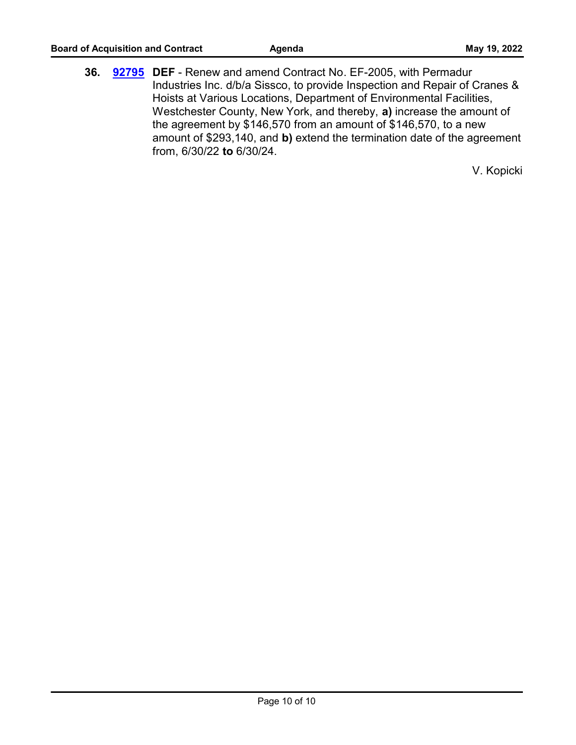**36.** 92795 **DEF** - Renew and amend Contract No. EF-2005, with Permadur Industries Inc. d/b/a Sissco, to provide Inspection and Repair of Cranes & Hoists at Various Locations, Department of Environmental Facilities, Westchester County, New York, and thereby, **a)** increase the amount of the agreement by $146,570 from an amount of $146,570, to a new amount of $293,140, and **b)** extend the termination date of the agreement from, 6/30/22 **to** 6/30/24.

V. Kopicki